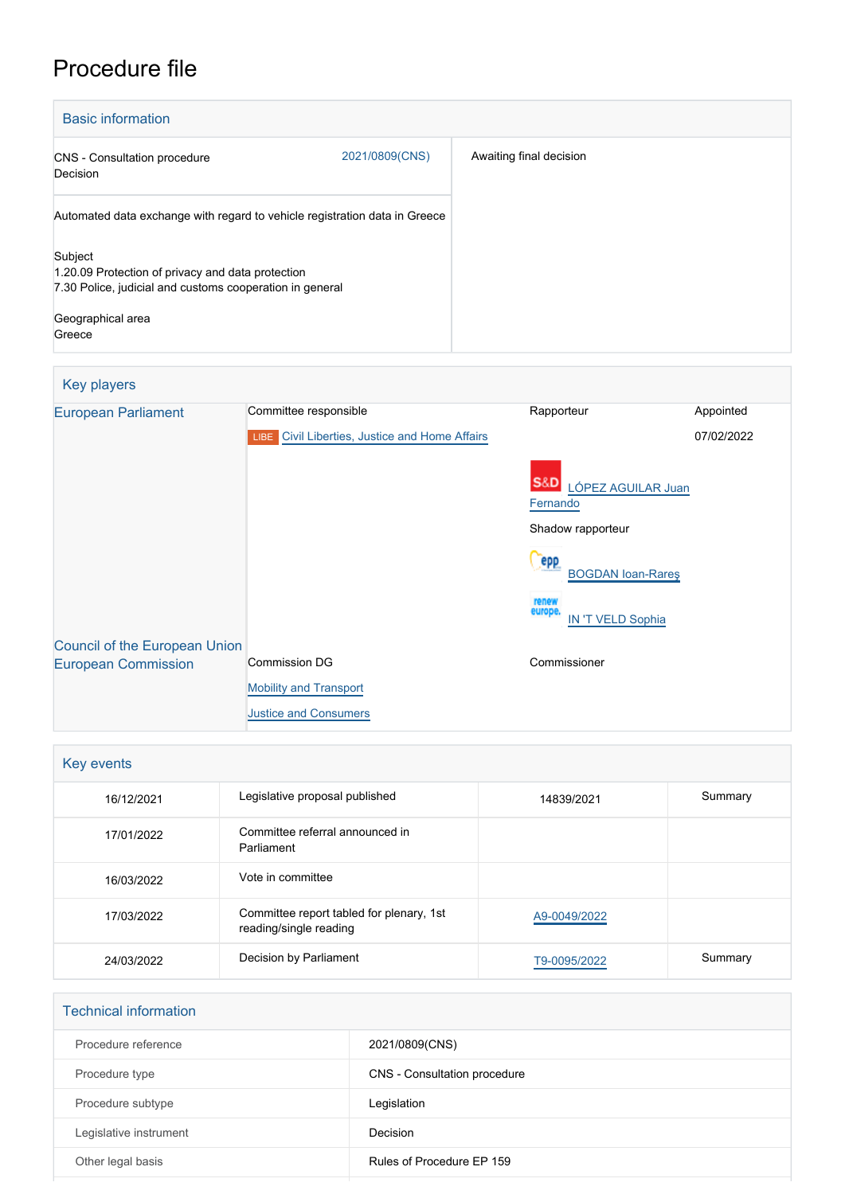# Procedure file

## Basic information

| | | |
|---|---|---|
| CNS - Consultation procedure<br>Decision | 2021/0809(CNS) | Awaiting final decision |
| Automated data exchange with regard to vehicle registration data in Greece<br><br>Subject<br>1.20.09 Protection of privacy and data protection<br>7.30 Police, judicial and customs cooperation in general<br><br>Geographical area<br>Greece | | |

## Key players

| | | | |
|---|---|---|---|
| European Parliament | Committee responsible | Rapporteur | Appointed |
| | LIBE Civil Liberties, Justice and Home Affairs | | 07/02/2022 |
| | | S&D LÓPEZ AGUILAR Juan Fernando | |
| | | Shadow rapporteur | |
| | | EPP BOGDAN Ioan-Rareş | |
| | | Renew Europe IN 'T VELD Sophia | |
| Council of the European Union | | | |
| European Commission | Commission DG | Commissioner | |
| | Mobility and Transport | | |
| | Justice and Consumers | | |

## Key events

| | | | |
|---|---|---|---|
| 16/12/2021 | Legislative proposal published | 14839/2021 | Summary |
| 17/01/2022 | Committee referral announced in Parliament | | |
| 16/03/2022 | Vote in committee | | |
| 17/03/2022 | Committee report tabled for plenary, 1st reading/single reading | A9-0049/2022 | |
| 24/03/2022 | Decision by Parliament | T9-0095/2022 | Summary |

## Technical information

| | |
|---|---|
| Procedure reference | 2021/0809(CNS) |
| Procedure type | CNS - Consultation procedure |
| Procedure subtype | Legislation |
| Legislative instrument | Decision |
| Other legal basis | Rules of Procedure EP 159 |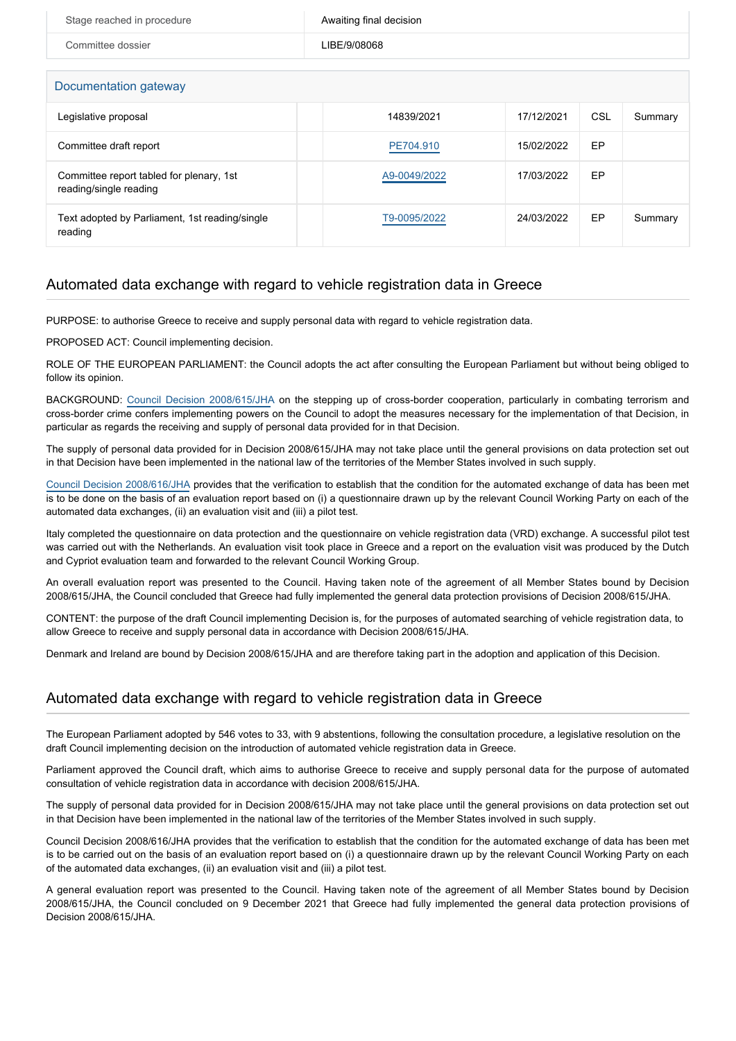| | |
|---|---|
| Stage reached in procedure | Awaiting final decision |
| Committee dossier | LIBE/9/08068 |

## Documentation gateway

| | | | | | |
|---|---|---|---|---|---|
| Legislative proposal | | 14839/2021 | 17/12/2021 | CSL | Summary |
| Committee draft report | | PE704.910 | 15/02/2022 | EP | |
| Committee report tabled for plenary, 1st reading/single reading | | A9-0049/2022 | 17/03/2022 | EP | |
| Text adopted by Parliament, 1st reading/single reading | | T9-0095/2022 | 24/03/2022 | EP | Summary |

## Automated data exchange with regard to vehicle registration data in Greece

PURPOSE: to authorise Greece to receive and supply personal data with regard to vehicle registration data.

PROPOSED ACT: Council implementing decision.

ROLE OF THE EUROPEAN PARLIAMENT: the Council adopts the act after consulting the European Parliament but without being obliged to follow its opinion.

BACKGROUND: Council Decision 2008/615/JHA on the stepping up of cross-border cooperation, particularly in combating terrorism and cross-border crime confers implementing powers on the Council to adopt the measures necessary for the implementation of that Decision, in particular as regards the receiving and supply of personal data provided for in that Decision.

The supply of personal data provided for in Decision 2008/615/JHA may not take place until the general provisions on data protection set out in that Decision have been implemented in the national law of the territories of the Member States involved in such supply.

Council Decision 2008/616/JHA provides that the verification to establish that the condition for the automated exchange of data has been met is to be done on the basis of an evaluation report based on (i) a questionnaire drawn up by the relevant Council Working Party on each of the automated data exchanges, (ii) an evaluation visit and (iii) a pilot test.

Italy completed the questionnaire on data protection and the questionnaire on vehicle registration data (VRD) exchange. A successful pilot test was carried out with the Netherlands. An evaluation visit took place in Greece and a report on the evaluation visit was produced by the Dutch and Cypriot evaluation team and forwarded to the relevant Council Working Group.

An overall evaluation report was presented to the Council. Having taken note of the agreement of all Member States bound by Decision 2008/615/JHA, the Council concluded that Greece had fully implemented the general data protection provisions of Decision 2008/615/JHA.

CONTENT: the purpose of the draft Council implementing Decision is, for the purposes of automated searching of vehicle registration data, to allow Greece to receive and supply personal data in accordance with Decision 2008/615/JHA.

Denmark and Ireland are bound by Decision 2008/615/JHA and are therefore taking part in the adoption and application of this Decision.

## Automated data exchange with regard to vehicle registration data in Greece

The European Parliament adopted by 546 votes to 33, with 9 abstentions, following the consultation procedure, a legislative resolution on the draft Council implementing decision on the introduction of automated vehicle registration data in Greece.

Parliament approved the Council draft, which aims to authorise Greece to receive and supply personal data for the purpose of automated consultation of vehicle registration data in accordance with decision 2008/615/JHA.

The supply of personal data provided for in Decision 2008/615/JHA may not take place until the general provisions on data protection set out in that Decision have been implemented in the national law of the territories of the Member States involved in such supply.

Council Decision 2008/616/JHA provides that the verification to establish that the condition for the automated exchange of data has been met is to be carried out on the basis of an evaluation report based on (i) a questionnaire drawn up by the relevant Council Working Party on each of the automated data exchanges, (ii) an evaluation visit and (iii) a pilot test.

A general evaluation report was presented to the Council. Having taken note of the agreement of all Member States bound by Decision 2008/615/JHA, the Council concluded on 9 December 2021 that Greece had fully implemented the general data protection provisions of Decision 2008/615/JHA.